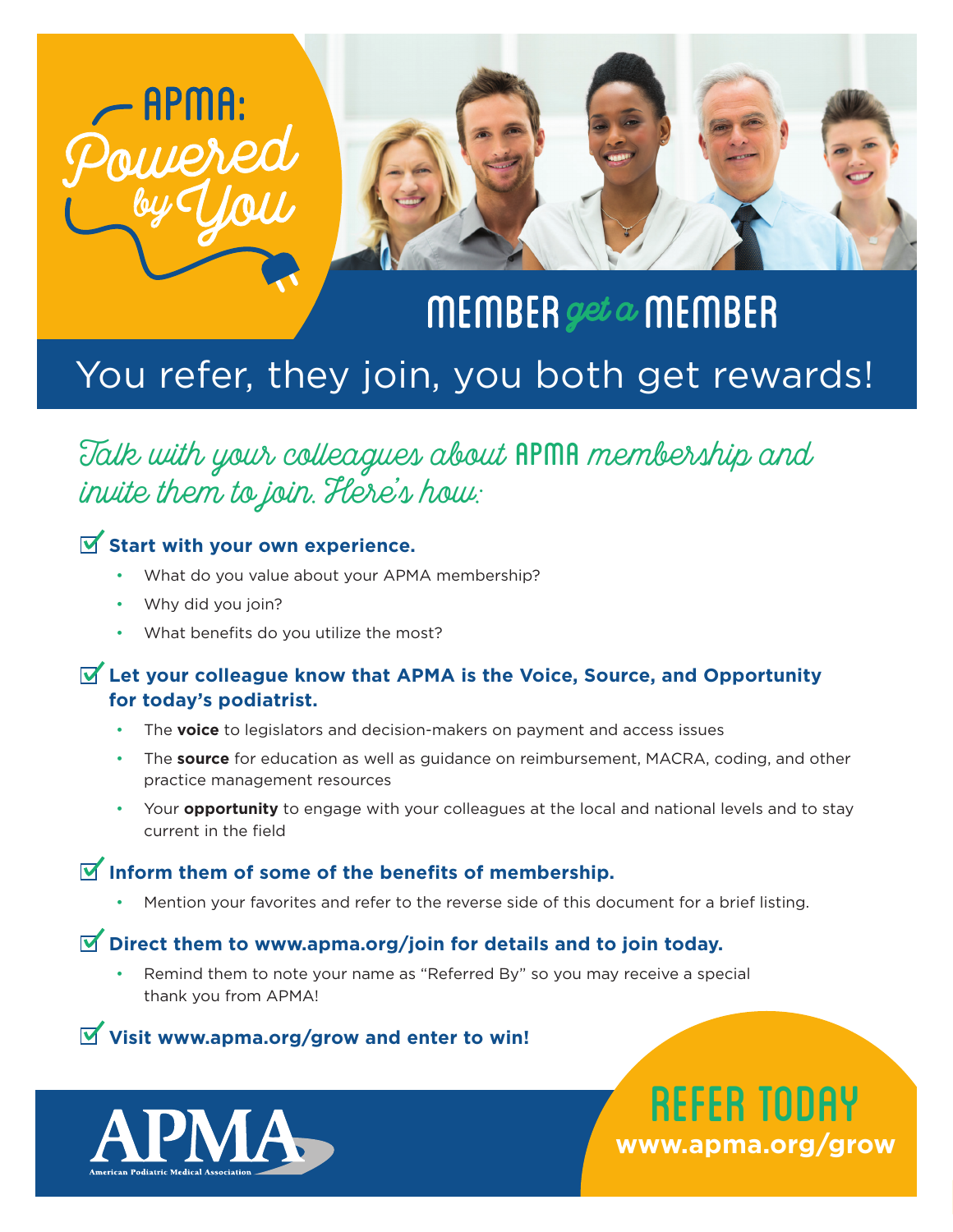# APMA: Powered by You

## MEMBER *get a* MEMBER

## You refer, they join, you both get rewards!

*Talk with your colleagues about APMA membership and invite them to join. Here's how:*

☑ **Start with your own experience.**

- What do you value about your APMA membership?
- Why did you join?
- What benefits do you utilize the most?

☑ **Let your colleague know that APMA is the Voice, Source, and Opportunity for today's podiatrist.**

- The **voice** to legislators and decision-makers on payment and access issues
- The **source** for education as well as guidance on reimbursement, MACRA, coding, and other practice management resources
- Your **opportunity** to engage with your colleagues at the local and national levels and to stay current in the field

☑ **Inform them of some of the benefits of membership.**

- Mention your favorites and refer to the reverse side of this document for a brief listing.

☑ **Direct them to www.apma.org/join for details and to join today.**

- Remind them to note your name as "Referred By" so you may receive a special thank you from APMA!

☑ **Visit www.apma.org/grow and enter to win!**

APMA
American Podiatric Medical Association

## REFER TODAY

**www.apma.org/grow**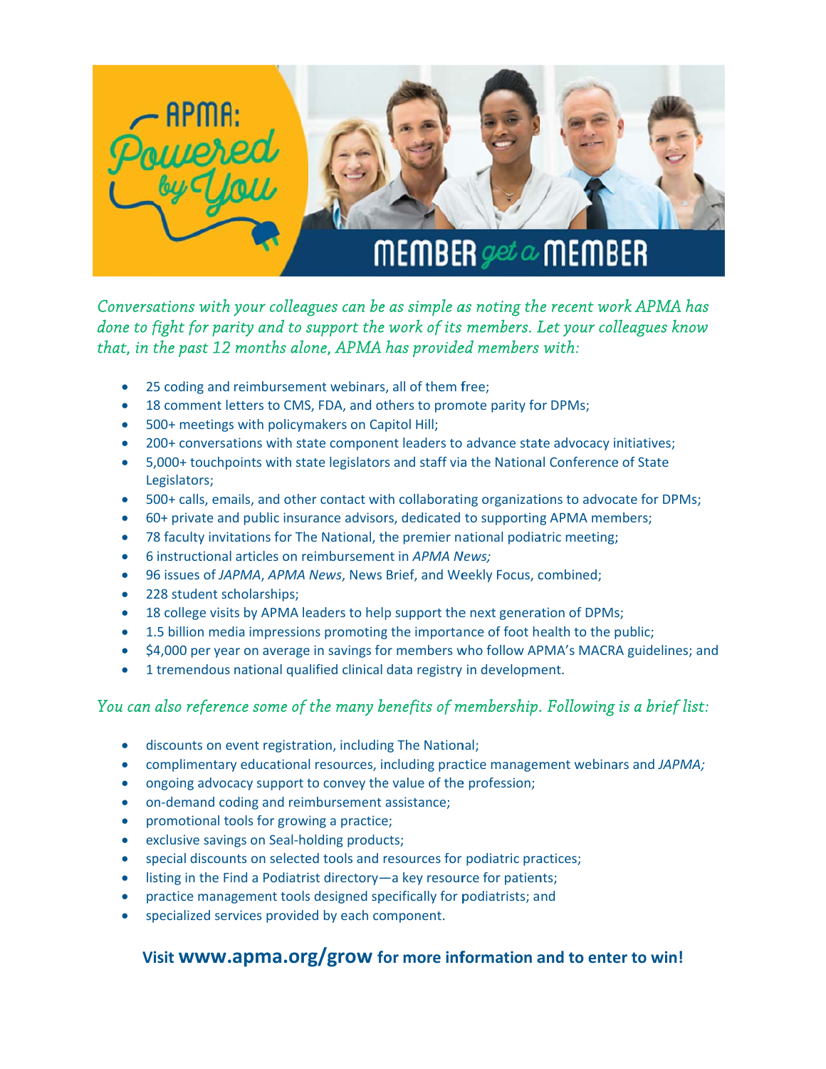APMA: Powered by You

MEMBER *get a* MEMBER

*Conversations with your colleagues can be as simple as noting the recent work APMA has done to fight for parity and to support the work of its members. Let your colleagues know that, in the past 12 months alone, APMA has provided members with:*

- 25 coding and reimbursement webinars, all of them free;
- 18 comment letters to CMS, FDA, and others to promote parity for DPMs;
- 500+ meetings with policymakers on Capitol Hill;
- 200+ conversations with state component leaders to advance state advocacy initiatives;
- 5,000+ touchpoints with state legislators and staff via the National Conference of State Legislators;
- 500+ calls, emails, and other contact with collaborating organizations to advocate for DPMs;
- 60+ private and public insurance advisors, dedicated to supporting APMA members;
- 78 faculty invitations for The National, the premier national podiatric meeting;
- 6 instructional articles on reimbursement in *APMA News;*
- 96 issues of *JAPMA*, *APMA News*, News Brief, and Weekly Focus, combined;
- 228 student scholarships;
- 18 college visits by APMA leaders to help support the next generation of DPMs;
- 1.5 billion media impressions promoting the importance of foot health to the public;
- $4,000 per year on average in savings for members who follow APMA's MACRA guidelines; and
- 1 tremendous national qualified clinical data registry in development.

*You can also reference some of the many benefits of membership. Following is a brief list:*

- discounts on event registration, including The National;
- complimentary educational resources, including practice management webinars and *JAPMA;*
- ongoing advocacy support to convey the value of the profession;
- on-demand coding and reimbursement assistance;
- promotional tools for growing a practice;
- exclusive savings on Seal-holding products;
- special discounts on selected tools and resources for podiatric practices;
- listing in the Find a Podiatrist directory—a key resource for patients;
- practice management tools designed specifically for podiatrists; and
- specialized services provided by each component.

**Visit www.apma.org/grow for more information and to enter to win!**